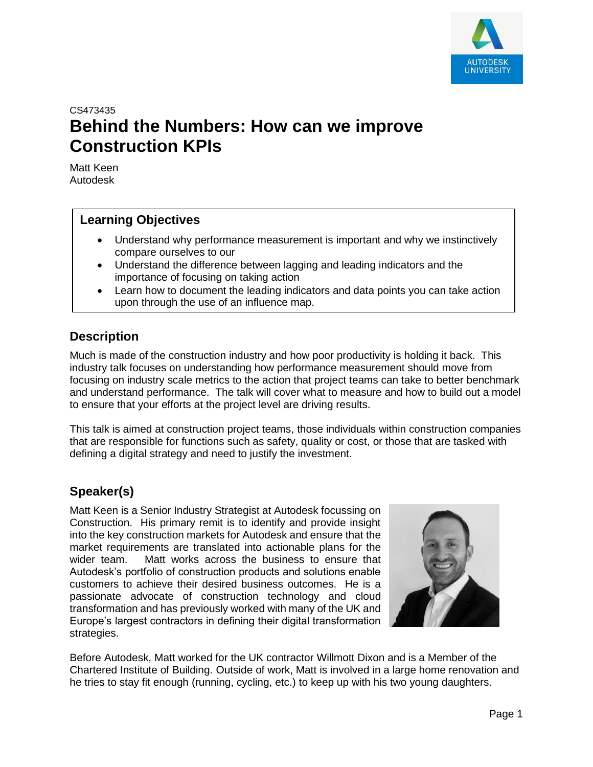CS473435

# Behind the Numbers: How can we improve Construction KPIs

Matt Keen
Autodesk

## Learning Objectives

- Understand why performance measurement is important and why we instinctively compare ourselves to our
- Understand the difference between lagging and leading indicators and the importance of focusing on taking action
- Learn how to document the leading indicators and data points you can take action upon through the use of an influence map.

## Description

Much is made of the construction industry and how poor productivity is holding it back. This industry talk focuses on understanding how performance measurement should move from focusing on industry scale metrics to the action that project teams can take to better benchmark and understand performance. The talk will cover what to measure and how to build out a model to ensure that your efforts at the project level are driving results.

This talk is aimed at construction project teams, those individuals within construction companies that are responsible for functions such as safety, quality or cost, or those that are tasked with defining a digital strategy and need to justify the investment.

## Speaker(s)

Matt Keen is a Senior Industry Strategist at Autodesk focussing on Construction. His primary remit is to identify and provide insight into the key construction markets for Autodesk and ensure that the market requirements are translated into actionable plans for the wider team. Matt works across the business to ensure that Autodesk's portfolio of construction products and solutions enable customers to achieve their desired business outcomes. He is a passionate advocate of construction technology and cloud transformation and has previously worked with many of the UK and Europe's largest contractors in defining their digital transformation strategies.

Before Autodesk, Matt worked for the UK contractor Willmott Dixon and is a Member of the Chartered Institute of Building. Outside of work, Matt is involved in a large home renovation and he tries to stay fit enough (running, cycling, etc.) to keep up with his two young daughters.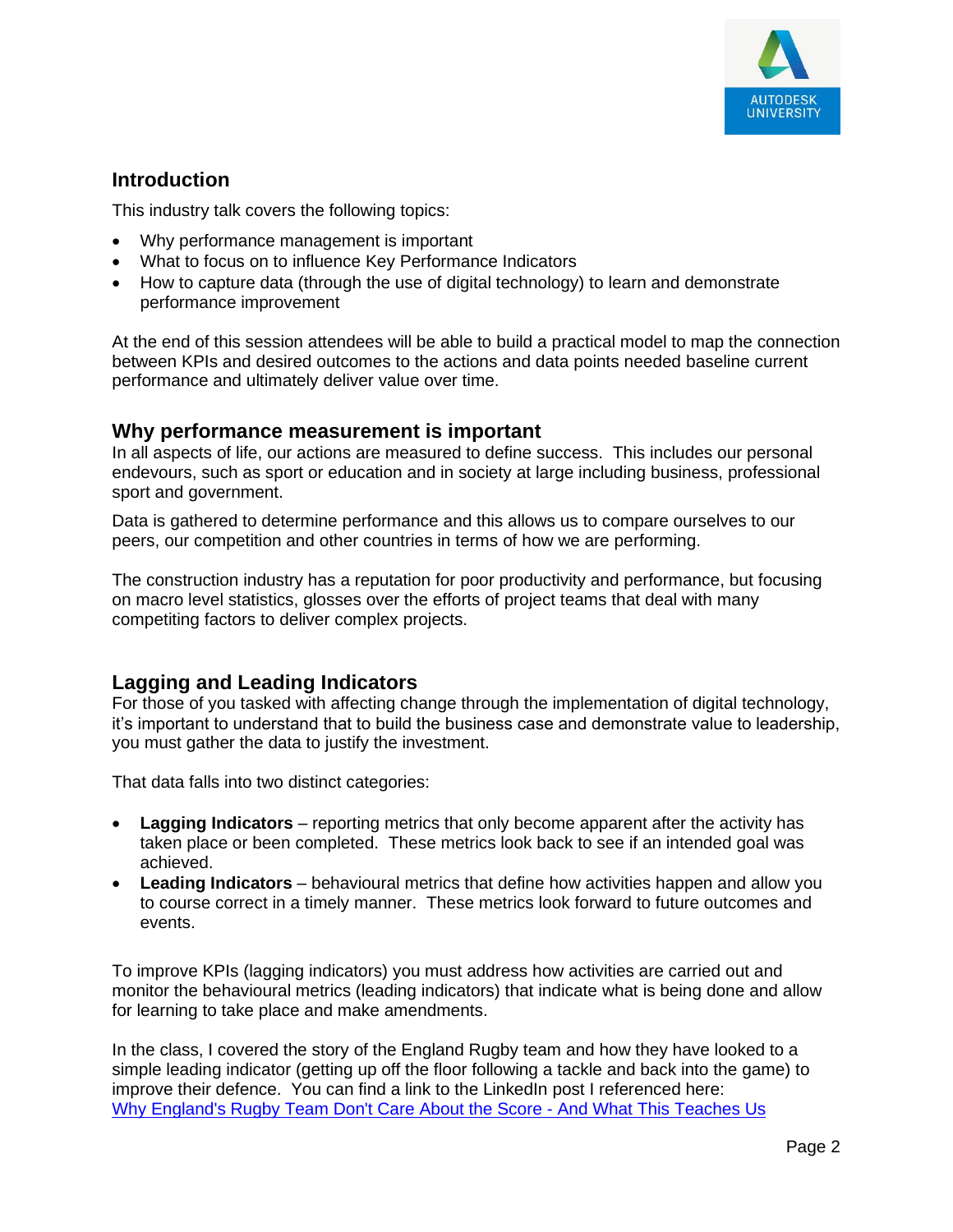## Introduction

This industry talk covers the following topics:

- Why performance management is important
- What to focus on to influence Key Performance Indicators
- How to capture data (through the use of digital technology) to learn and demonstrate performance improvement

At the end of this session attendees will be able to build a practical model to map the connection between KPIs and desired outcomes to the actions and data points needed baseline current performance and ultimately deliver value over time.

## Why performance measurement is important

In all aspects of life, our actions are measured to define success. This includes our personal endevours, such as sport or education and in society at large including business, professional sport and government.

Data is gathered to determine performance and this allows us to compare ourselves to our peers, our competition and other countries in terms of how we are performing.

The construction industry has a reputation for poor productivity and performance, but focusing on macro level statistics, glosses over the efforts of project teams that deal with many competiting factors to deliver complex projects.

## Lagging and Leading Indicators

For those of you tasked with affecting change through the implementation of digital technology, it's important to understand that to build the business case and demonstrate value to leadership, you must gather the data to justify the investment.

That data falls into two distinct categories:

- **Lagging Indicators** – reporting metrics that only become apparent after the activity has taken place or been completed. These metrics look back to see if an intended goal was achieved.
- **Leading Indicators** – behavioural metrics that define how activities happen and allow you to course correct in a timely manner. These metrics look forward to future outcomes and events.

To improve KPIs (lagging indicators) you must address how activities are carried out and monitor the behavioural metrics (leading indicators) that indicate what is being done and allow for learning to take place and make amendments.

In the class, I covered the story of the England Rugby team and how they have looked to a simple leading indicator (getting up off the floor following a tackle and back into the game) to improve their defence. You can find a link to the LinkedIn post I referenced here: [Why England's Rugby Team Don't Care About the Score - And What This Teaches Us]()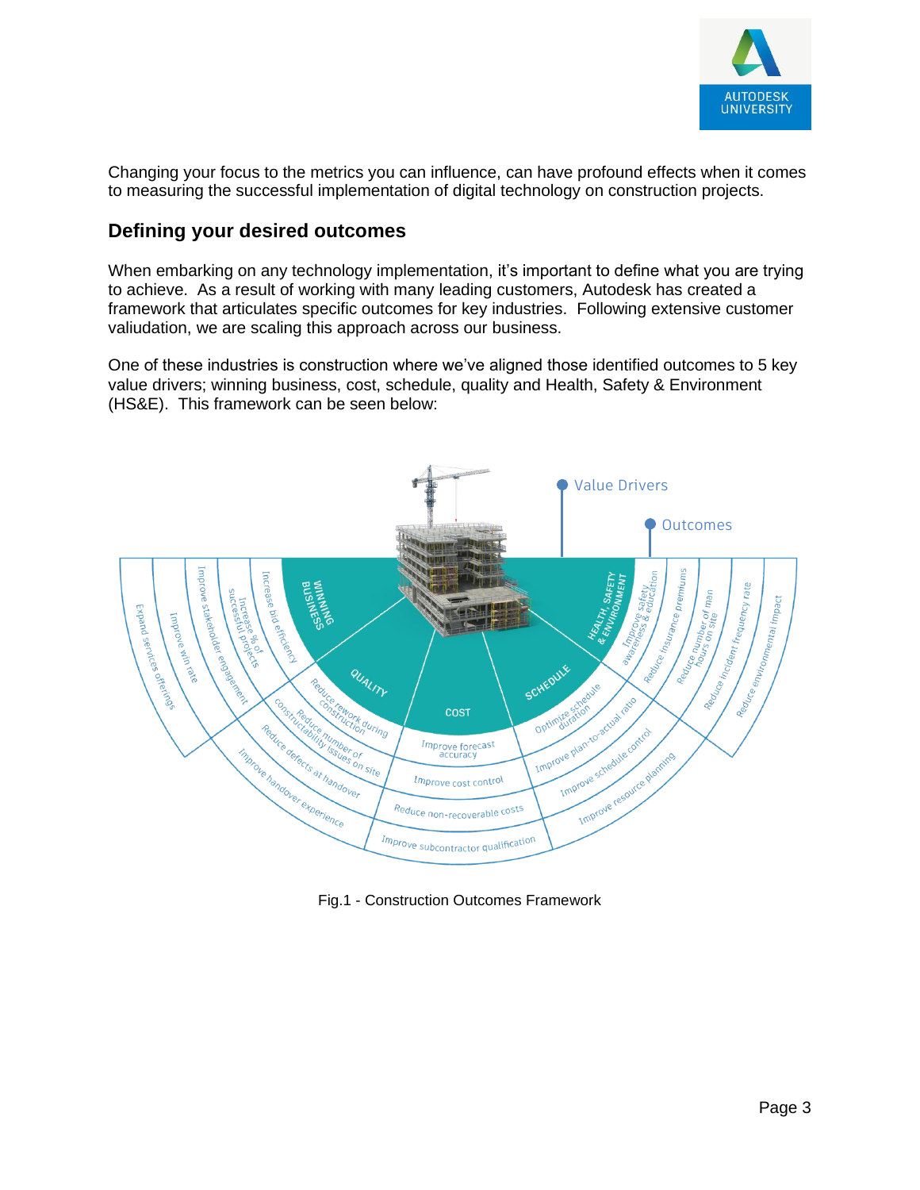Changing your focus to the metrics you can influence, can have profound effects when it comes to measuring the successful implementation of digital technology on construction projects.

## Defining your desired outcomes

When embarking on any technology implementation, it's important to define what you are trying to achieve. As a result of working with many leading customers, Autodesk has created a framework that articulates specific outcomes for key industries. Following extensive customer valiudation, we are scaling this approach across our business.

One of these industries is construction where we've aligned those identified outcomes to 5 key value drivers; winning business, cost, schedule, quality and Health, Safety & Environment (HS&E). This framework can be seen below:

Fig.1 - Construction Outcomes Framework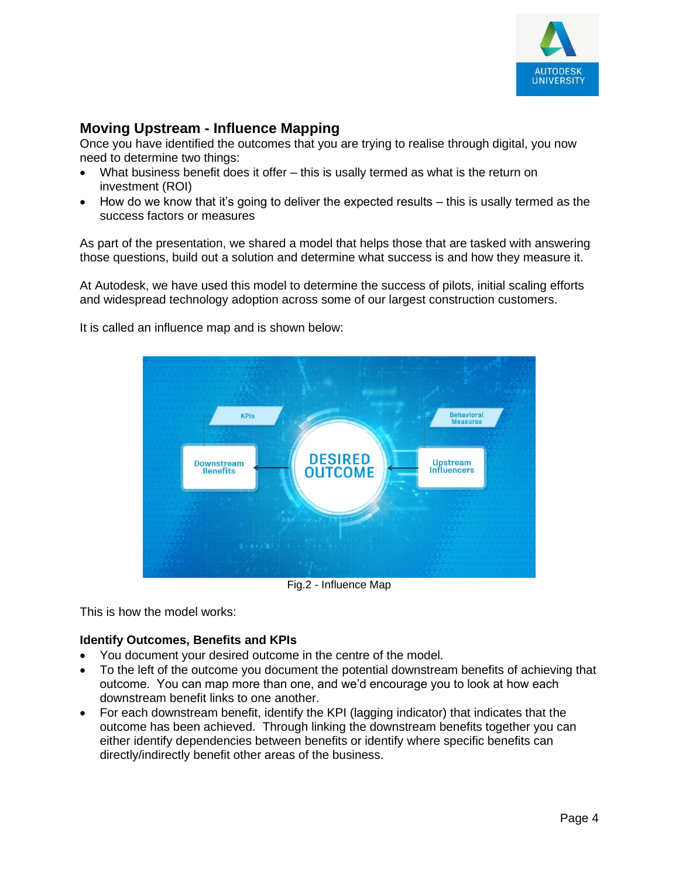## Moving Upstream - Influence Mapping

Once you have identified the outcomes that you are trying to realise through digital, you now need to determine two things:

- What business benefit does it offer – this is usally termed as what is the return on investment (ROI)
- How do we know that it's going to deliver the expected results – this is usally termed as the success factors or measures

As part of the presentation, we shared a model that helps those that are tasked with answering those questions, build out a solution and determine what success is and how they measure it.

At Autodesk, we have used this model to determine the success of pilots, initial scaling efforts and widespread technology adoption across some of our largest construction customers.

It is called an influence map and is shown below:

Fig.2 - Influence Map

This is how the model works:

### Identify Outcomes, Benefits and KPIs

- You document your desired outcome in the centre of the model.
- To the left of the outcome you document the potential downstream benefits of achieving that outcome. You can map more than one, and we'd encourage you to look at how each downstream benefit links to one another.
- For each downstream benefit, identify the KPI (lagging indicator) that indicates that the outcome has been achieved. Through linking the downstream benefits together you can either identify dependencies between benefits or identify where specific benefits can directly/indirectly benefit other areas of the business.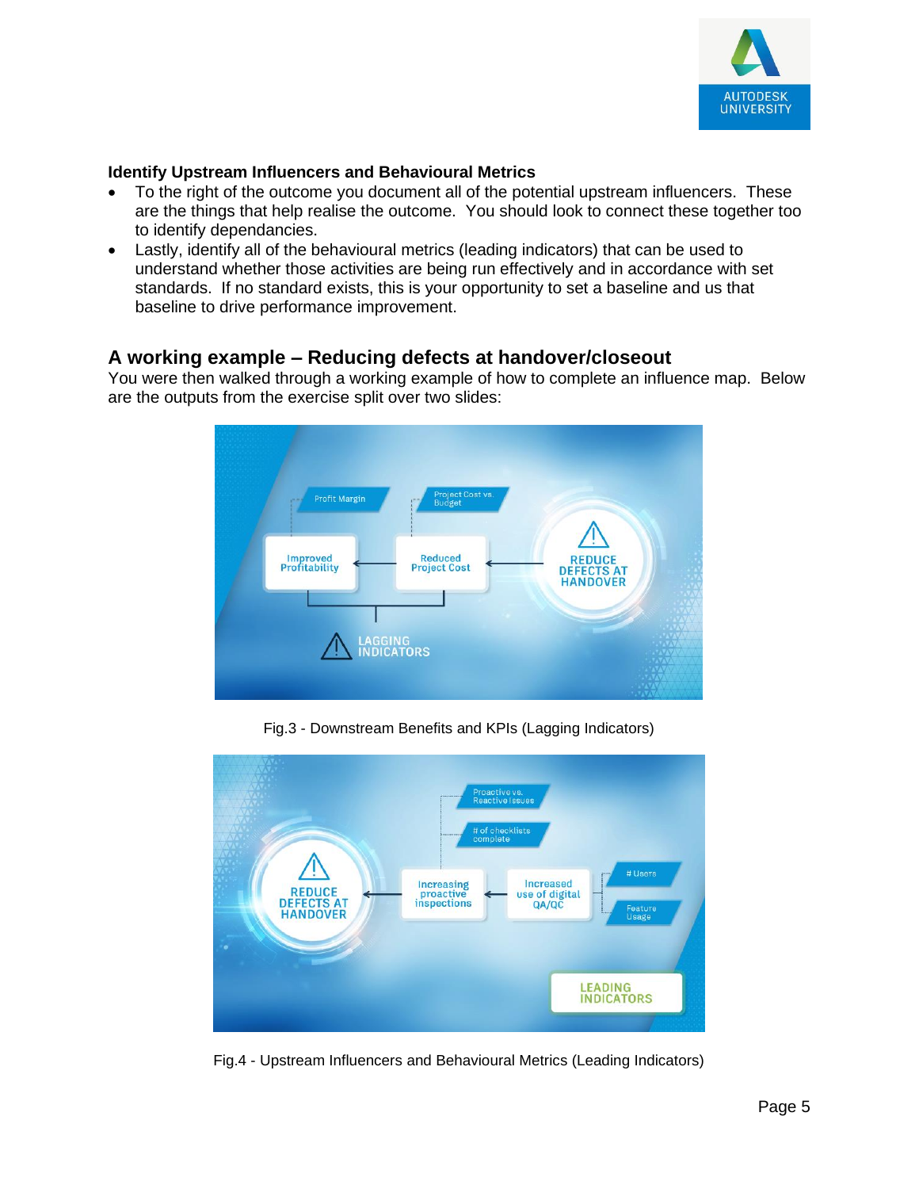**Identify Upstream Influencers and Behavioural Metrics**

- To the right of the outcome you document all of the potential upstream influencers. These are the things that help realise the outcome. You should look to connect these together too to identify dependancies.
- Lastly, identify all of the behavioural metrics (leading indicators) that can be used to understand whether those activities are being run effectively and in accordance with set standards. If no standard exists, this is your opportunity to set a baseline and us that baseline to drive performance improvement.

## A working example – Reducing defects at handover/closeout

You were then walked through a working example of how to complete an influence map. Below are the outputs from the exercise split over two slides:

Fig.3 - Downstream Benefits and KPIs (Lagging Indicators)

Fig.4 - Upstream Influencers and Behavioural Metrics (Leading Indicators)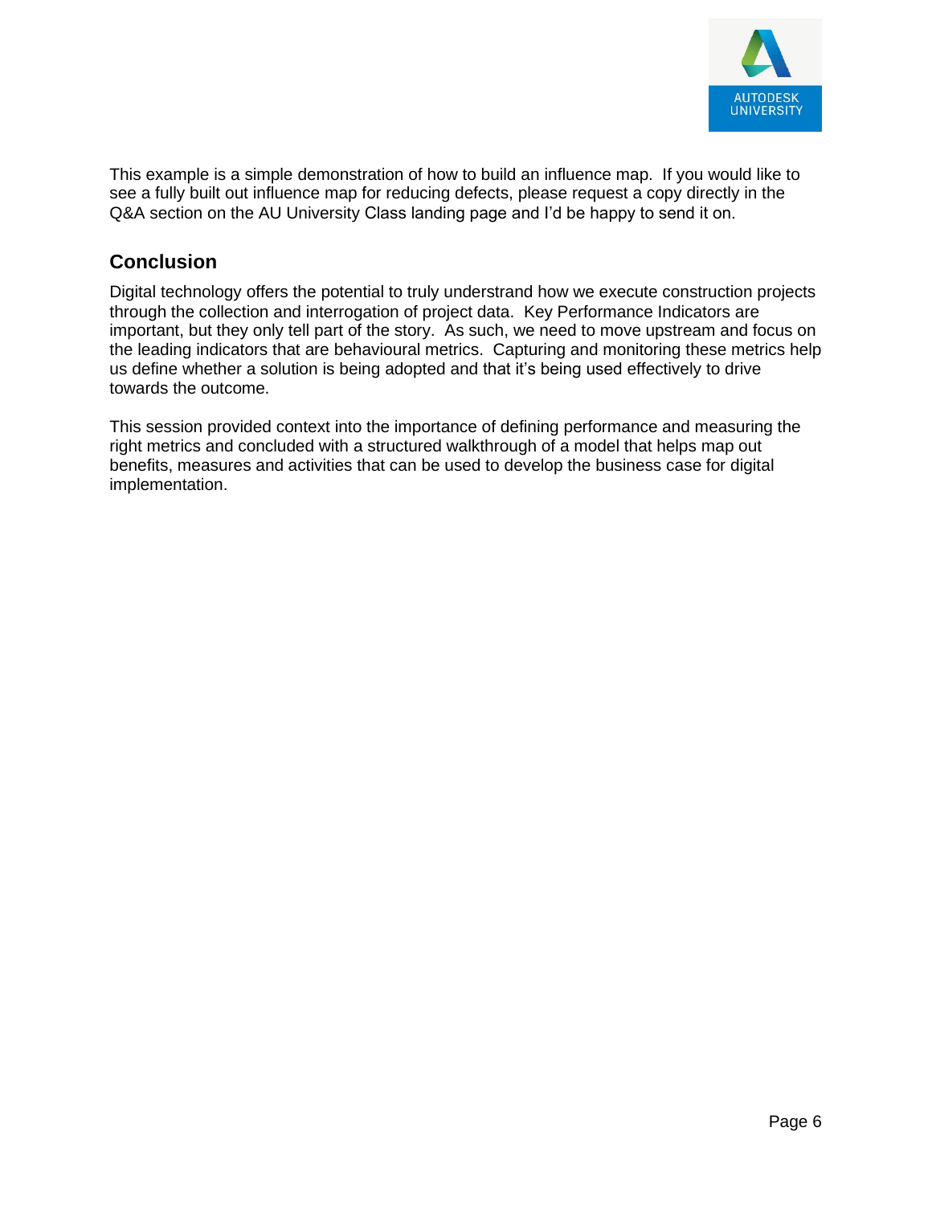This example is a simple demonstration of how to build an influence map. If you would like to see a fully built out influence map for reducing defects, please request a copy directly in the Q&A section on the AU University Class landing page and I'd be happy to send it on.

## Conclusion

Digital technology offers the potential to truly understrand how we execute construction projects through the collection and interrogation of project data. Key Performance Indicators are important, but they only tell part of the story. As such, we need to move upstream and focus on the leading indicators that are behavioural metrics. Capturing and monitoring these metrics help us define whether a solution is being adopted and that it's being used effectively to drive towards the outcome.

This session provided context into the importance of defining performance and measuring the right metrics and concluded with a structured walkthrough of a model that helps map out benefits, measures and activities that can be used to develop the business case for digital implementation.